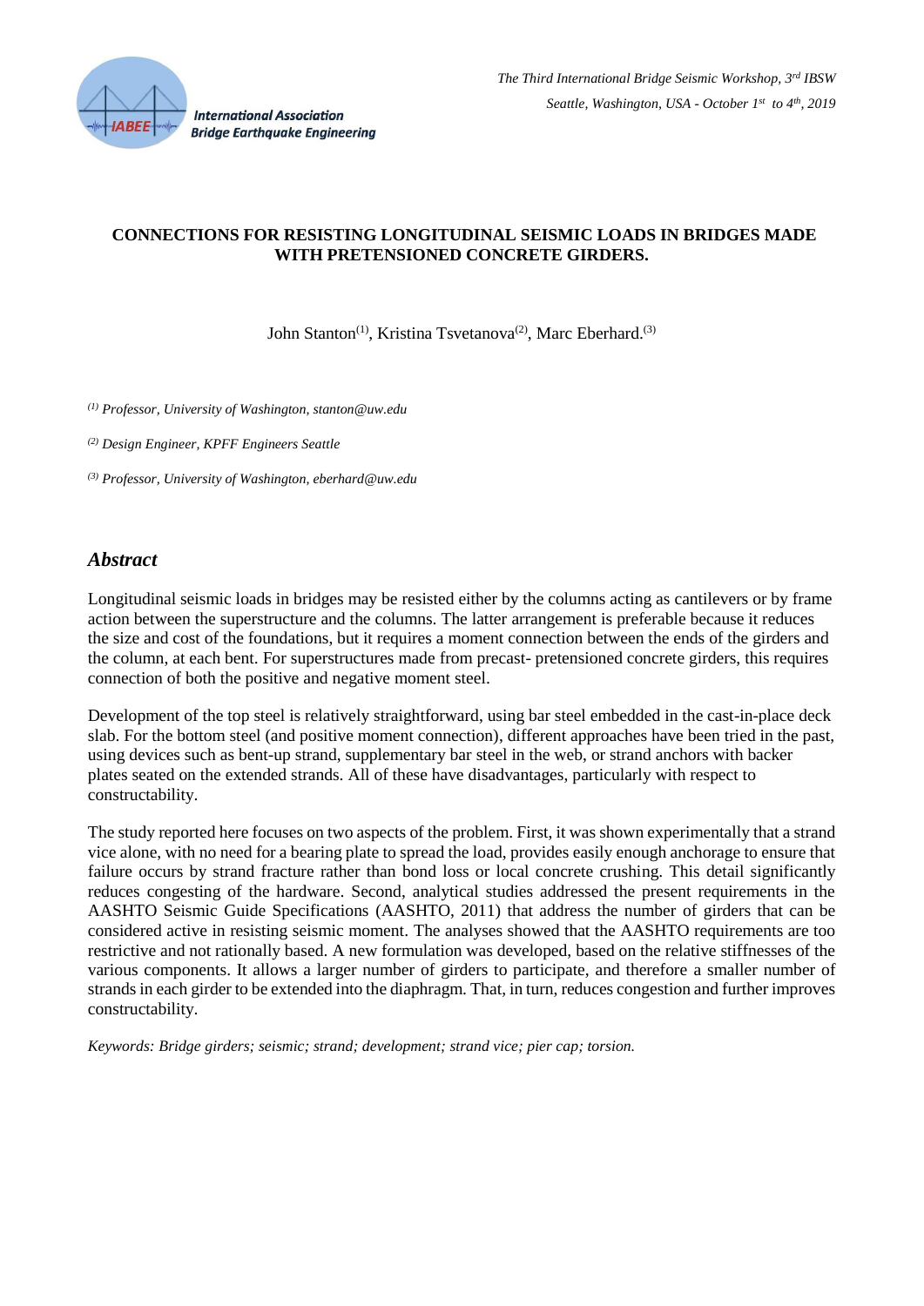# CONNECTIONS FOR RESISTING LONGITUDINAL SEISMIC LOADS IN BRIDGES MADE WITH PRETENSIONED CONCRETE GIRDERS.

John Stanton[1], Kristina Tsvetanova[2], Marc Eberhard.[3]

[1] *Professor, University of Washington, stanton@uw.edu*

[2] *Design Engineer, KPFF Engineers Seattle*

[3] *Professor, University of Washington, eberhard@uw.edu*

## *Abstract*

Longitudinal seismic loads in bridges may be resisted either by the columns acting as cantilevers or by frame action between the superstructure and the columns. The latter arrangement is preferable because it reduces the size and cost of the foundations, but it requires a moment connection between the ends of the girders and the column, at each bent. For superstructures made from precast- pretensioned concrete girders, this requires connection of both the positive and negative moment steel.

Development of the top steel is relatively straightforward, using bar steel embedded in the cast-in-place deck slab. For the bottom steel (and positive moment connection), different approaches have been tried in the past, using devices such as bent-up strand, supplementary bar steel in the web, or strand anchors with backer plates seated on the extended strands. All of these have disadvantages, particularly with respect to constructability.

The study reported here focuses on two aspects of the problem. First, it was shown experimentally that a strand vice alone, with no need for a bearing plate to spread the load, provides easily enough anchorage to ensure that failure occurs by strand fracture rather than bond loss or local concrete crushing. This detail significantly reduces congesting of the hardware. Second, analytical studies addressed the present requirements in the AASHTO Seismic Guide Specifications (AASHTO, 2011) that address the number of girders that can be considered active in resisting seismic moment. The analyses showed that the AASHTO requirements are too restrictive and not rationally based. A new formulation was developed, based on the relative stiffnesses of the various components. It allows a larger number of girders to participate, and therefore a smaller number of strands in each girder to be extended into the diaphragm. That, in turn, reduces congestion and further improves constructability.

*Keywords: Bridge girders; seismic; strand; development; strand vice; pier cap; torsion.*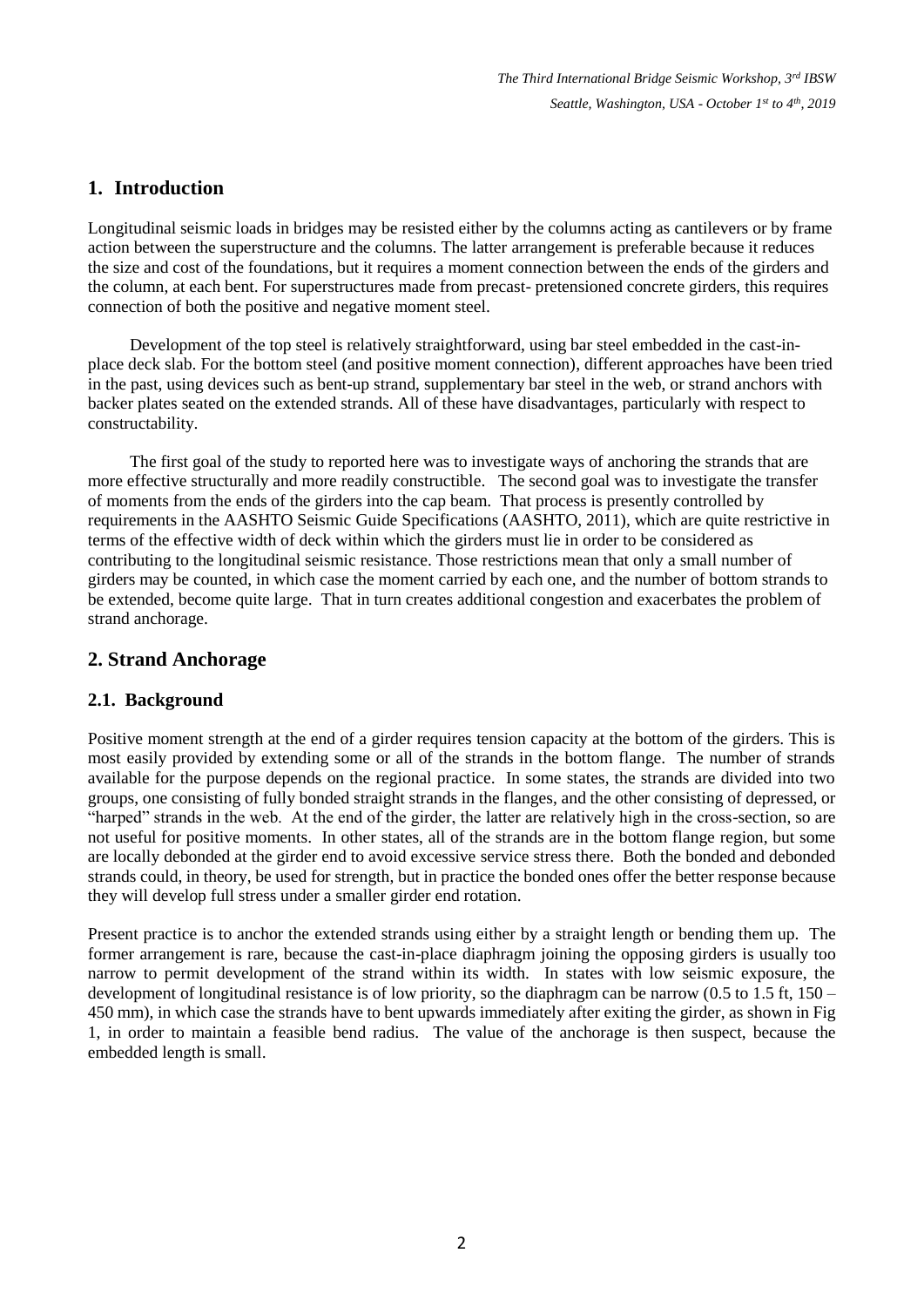## 1. Introduction

Longitudinal seismic loads in bridges may be resisted either by the columns acting as cantilevers or by frame action between the superstructure and the columns. The latter arrangement is preferable because it reduces the size and cost of the foundations, but it requires a moment connection between the ends of the girders and the column, at each bent. For superstructures made from precast- pretensioned concrete girders, this requires connection of both the positive and negative moment steel.

Development of the top steel is relatively straightforward, using bar steel embedded in the cast-in-place deck slab. For the bottom steel (and positive moment connection), different approaches have been tried in the past, using devices such as bent-up strand, supplementary bar steel in the web, or strand anchors with backer plates seated on the extended strands. All of these have disadvantages, particularly with respect to constructability.

The first goal of the study to reported here was to investigate ways of anchoring the strands that are more effective structurally and more readily constructible. The second goal was to investigate the transfer of moments from the ends of the girders into the cap beam. That process is presently controlled by requirements in the AASHTO Seismic Guide Specifications (AASHTO, 2011), which are quite restrictive in terms of the effective width of deck within which the girders must lie in order to be considered as contributing to the longitudinal seismic resistance. Those restrictions mean that only a small number of girders may be counted, in which case the moment carried by each one, and the number of bottom strands to be extended, become quite large. That in turn creates additional congestion and exacerbates the problem of strand anchorage.

## 2. Strand Anchorage

### 2.1. Background

Positive moment strength at the end of a girder requires tension capacity at the bottom of the girders. This is most easily provided by extending some or all of the strands in the bottom flange. The number of strands available for the purpose depends on the regional practice. In some states, the strands are divided into two groups, one consisting of fully bonded straight strands in the flanges, and the other consisting of depressed, or "harped" strands in the web. At the end of the girder, the latter are relatively high in the cross-section, so are not useful for positive moments. In other states, all of the strands are in the bottom flange region, but some are locally debonded at the girder end to avoid excessive service stress there. Both the bonded and debonded strands could, in theory, be used for strength, but in practice the bonded ones offer the better response because they will develop full stress under a smaller girder end rotation.

Present practice is to anchor the extended strands using either by a straight length or bending them up. The former arrangement is rare, because the cast-in-place diaphragm joining the opposing girders is usually too narrow to permit development of the strand within its width. In states with low seismic exposure, the development of longitudinal resistance is of low priority, so the diaphragm can be narrow (0.5 to 1.5 ft, 150 – 450 mm), in which case the strands have to bent upwards immediately after exiting the girder, as shown in Fig 1, in order to maintain a feasible bend radius. The value of the anchorage is then suspect, because the embedded length is small.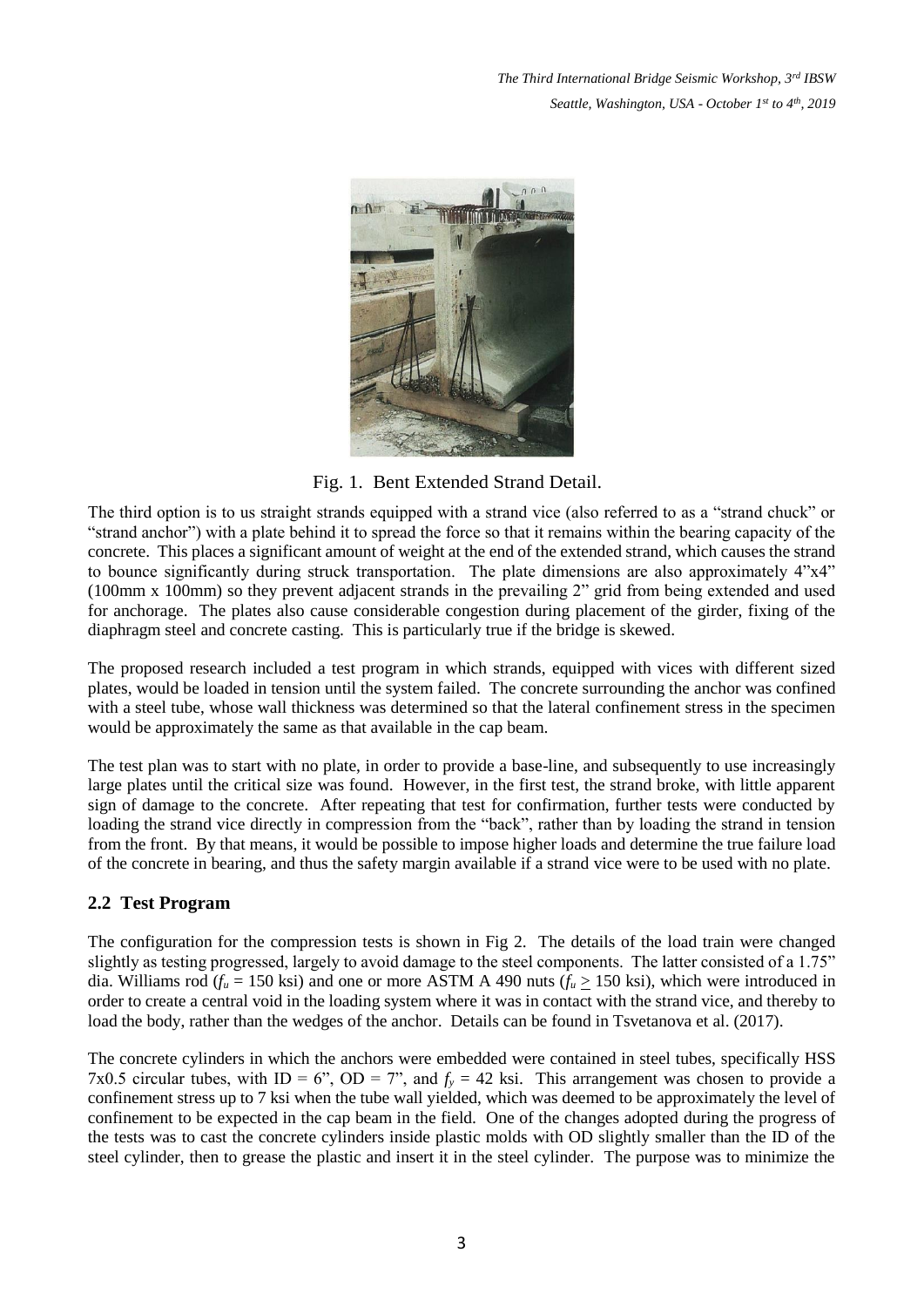Fig. 1. Bent Extended Strand Detail.

The third option is to us straight strands equipped with a strand vice (also referred to as a "strand chuck" or "strand anchor") with a plate behind it to spread the force so that it remains within the bearing capacity of the concrete. This places a significant amount of weight at the end of the extended strand, which causes the strand to bounce significantly during struck transportation. The plate dimensions are also approximately 4"x4" (100mm x 100mm) so they prevent adjacent strands in the prevailing 2" grid from being extended and used for anchorage. The plates also cause considerable congestion during placement of the girder, fixing of the diaphragm steel and concrete casting. This is particularly true if the bridge is skewed.

The proposed research included a test program in which strands, equipped with vices with different sized plates, would be loaded in tension until the system failed. The concrete surrounding the anchor was confined with a steel tube, whose wall thickness was determined so that the lateral confinement stress in the specimen would be approximately the same as that available in the cap beam.

The test plan was to start with no plate, in order to provide a base-line, and subsequently to use increasingly large plates until the critical size was found. However, in the first test, the strand broke, with little apparent sign of damage to the concrete. After repeating that test for confirmation, further tests were conducted by loading the strand vice directly in compression from the "back", rather than by loading the strand in tension from the front. By that means, it would be possible to impose higher loads and determine the true failure load of the concrete in bearing, and thus the safety margin available if a strand vice were to be used with no plate.

## 2.2 Test Program

The configuration for the compression tests is shown in Fig 2. The details of the load train were changed slightly as testing progressed, largely to avoid damage to the steel components. The latter consisted of a 1.75" dia. Williams rod ($f_u$ = 150 ksi) and one or more ASTM A 490 nuts ($f_u \geq$ 150 ksi), which were introduced in order to create a central void in the loading system where it was in contact with the strand vice, and thereby to load the body, rather than the wedges of the anchor. Details can be found in Tsvetanova et al. (2017).

The concrete cylinders in which the anchors were embedded were contained in steel tubes, specifically HSS 7x0.5 circular tubes, with ID = 6", OD = 7", and $f_y$ = 42 ksi. This arrangement was chosen to provide a confinement stress up to 7 ksi when the tube wall yielded, which was deemed to be approximately the level of confinement to be expected in the cap beam in the field. One of the changes adopted during the progress of the tests was to cast the concrete cylinders inside plastic molds with OD slightly smaller than the ID of the steel cylinder, then to grease the plastic and insert it in the steel cylinder. The purpose was to minimize the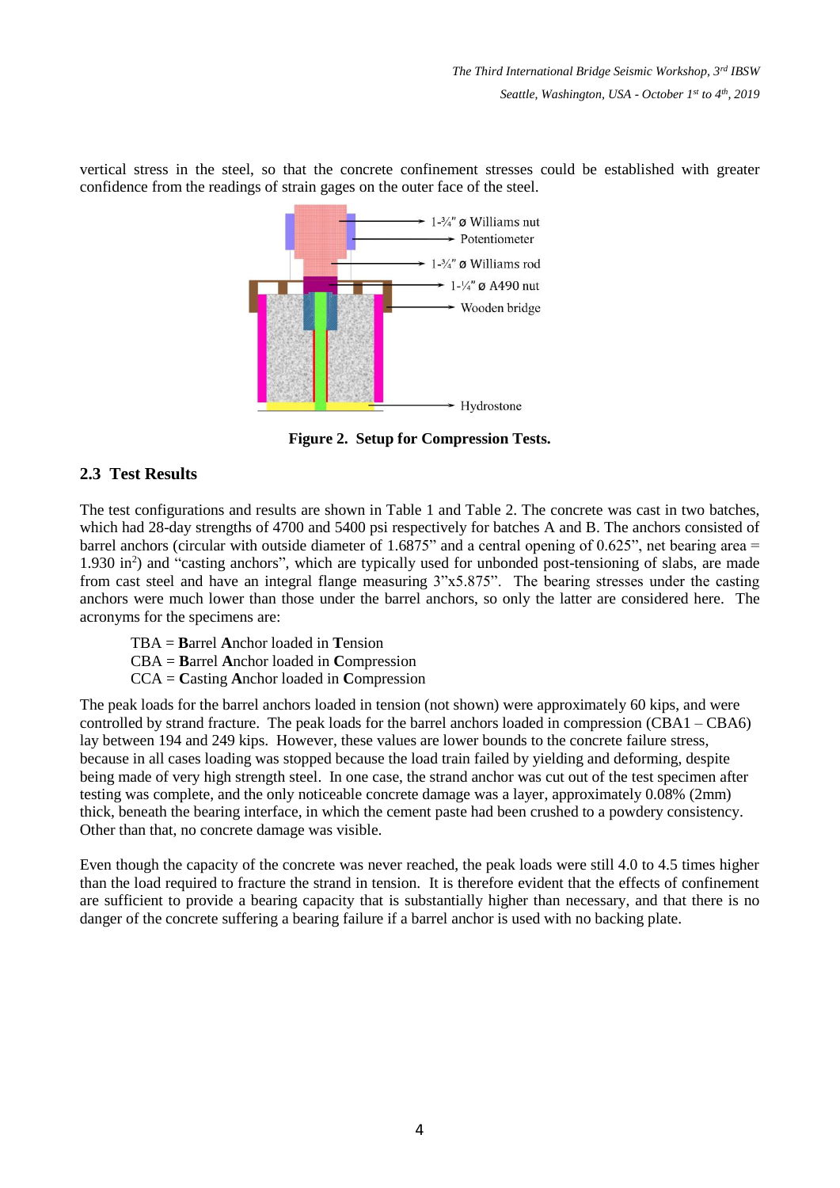vertical stress in the steel, so that the concrete confinement stresses could be established with greater confidence from the readings of strain gages on the outer face of the steel.

1-¾" ø Williams nut

Potentiometer

1-¾" ø Williams rod

1-¼" ø A490 nut

Wooden bridge

Hydrostone

**Figure 2. Setup for Compression Tests.**

## 2.3 Test Results

The test configurations and results are shown in Table 1 and Table 2. The concrete was cast in two batches, which had 28-day strengths of 4700 and 5400 psi respectively for batches A and B. The anchors consisted of barrel anchors (circular with outside diameter of 1.6875" and a central opening of 0.625", net bearing area = 1.930 in$^2$) and "casting anchors", which are typically used for unbonded post-tensioning of slabs, are made from cast steel and have an integral flange measuring 3"x5.875". The bearing stresses under the casting anchors were much lower than those under the barrel anchors, so only the latter are considered here. The acronyms for the specimens are:

TBA = **B**arrel **A**nchor loaded in **T**ension
CBA = **B**arrel **A**nchor loaded in **C**ompression
CCA = **C**asting **A**nchor loaded in **C**ompression

The peak loads for the barrel anchors loaded in tension (not shown) were approximately 60 kips, and were controlled by strand fracture. The peak loads for the barrel anchors loaded in compression (CBA1 – CBA6) lay between 194 and 249 kips. However, these values are lower bounds to the concrete failure stress, because in all cases loading was stopped because the load train failed by yielding and deforming, despite being made of very high strength steel. In one case, the strand anchor was cut out of the test specimen after testing was complete, and the only noticeable concrete damage was a layer, approximately 0.08% (2mm) thick, beneath the bearing interface, in which the cement paste had been crushed to a powdery consistency. Other than that, no concrete damage was visible.

Even though the capacity of the concrete was never reached, the peak loads were still 4.0 to 4.5 times higher than the load required to fracture the strand in tension. It is therefore evident that the effects of confinement are sufficient to provide a bearing capacity that is substantially higher than necessary, and that there is no danger of the concrete suffering a bearing failure if a barrel anchor is used with no backing plate.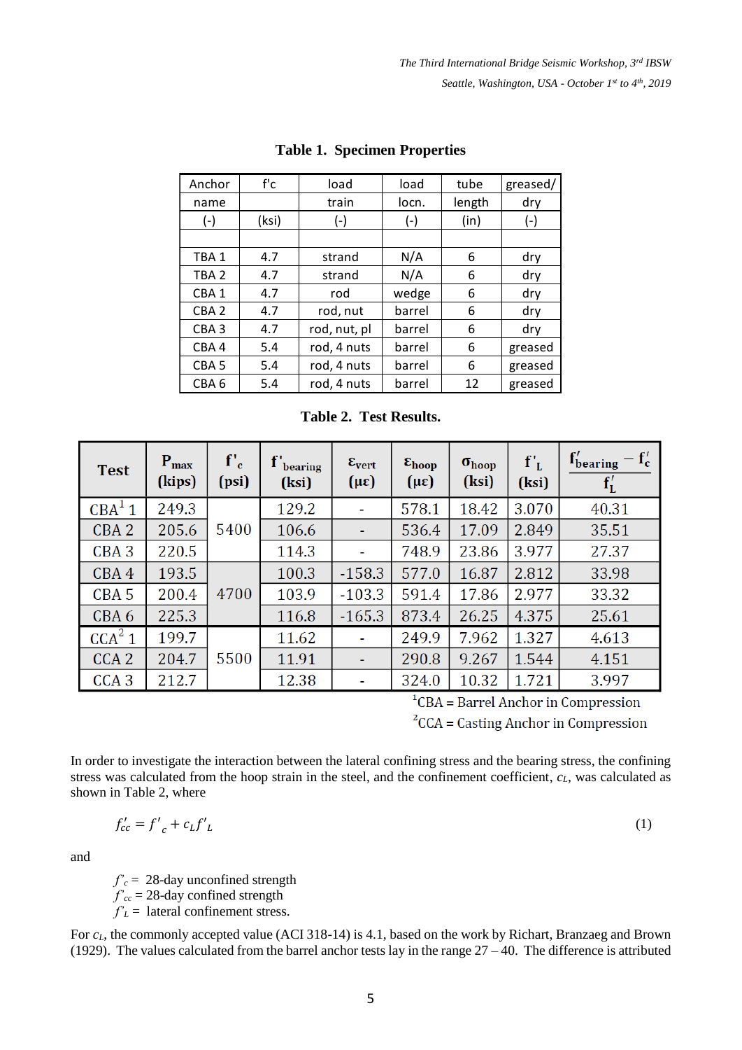**Table 1. Specimen Properties**

| Anchor name | f'c | load train | load locn. | tube length | greased/ dry |
|---|---|---|---|---|---|
| (-) | (ksi) | (-) | (-) | (in) | (-) |
| | | | | | |
| TBA 1 | 4.7 | strand | N/A | 6 | dry |
| TBA 2 | 4.7 | strand | N/A | 6 | dry |
| CBA 1 | 4.7 | rod | wedge | 6 | dry |
| CBA 2 | 4.7 | rod, nut | barrel | 6 | dry |
| CBA 3 | 4.7 | rod, nut, pl | barrel | 6 | dry |
| CBA 4 | 5.4 | rod, 4 nuts | barrel | 6 | greased |
| CBA 5 | 5.4 | rod, 4 nuts | barrel | 6 | greased |
| CBA 6 | 5.4 | rod, 4 nuts | barrel | 12 | greased |

**Table 2. Test Results.**

| Test | $P_{max}$ (kips) | $f'_c$ (psi) | $f'_{bearing}$ (ksi) | $\varepsilon_{vert}$ (με) | $\varepsilon_{hoop}$ (με) | $\sigma_{hoop}$ (ksi) | $f'_L$ (ksi) | $\frac{f'_{bearing} - f'_c}{f'_L}$ |
|---|---|---|---|---|---|---|---|---|
| CBA[1] 1 | 249.3 | 5400 | 129.2 | - | 578.1 | 18.42 | 3.070 | 40.31 |
| CBA 2 | 205.6 | | 106.6 | - | 536.4 | 17.09 | 2.849 | 35.51 |
| CBA 3 | 220.5 | | 114.3 | - | 748.9 | 23.86 | 3.977 | 27.37 |
| CBA 4 | 193.5 | 4700 | 100.3 | -158.3 | 577.0 | 16.87 | 2.812 | 33.98 |
| CBA 5 | 200.4 | | 103.9 | -103.3 | 591.4 | 17.86 | 2.977 | 33.32 |
| CBA 6 | 225.3 | | 116.8 | -165.3 | 873.4 | 26.25 | 4.375 | 25.61 |
| CCA[2] 1 | 199.7 | 5500 | 11.62 | - | 249.9 | 7.962 | 1.327 | 4.613 |
| CCA 2 | 204.7 | | 11.91 | - | 290.8 | 9.267 | 1.544 | 4.151 |
| CCA 3 | 212.7 | | 12.38 | - | 324.0 | 10.32 | 1.721 | 3.997 |

[1]CBA = Barrel Anchor in Compression
[2]CCA = Casting Anchor in Compression

In order to investigate the interaction between the lateral confining stress and the bearing stress, the confining stress was calculated from the hoop strain in the steel, and the confinement coefficient, $c_L$, was calculated as shown in Table 2, where

$$f'_{cc} = f'_c + c_L f'_L \tag{1}$$

and

$f'_c$ = 28-day unconfined strength
$f'_{cc}$ = 28-day confined strength
$f'_L$ = lateral confinement stress.

For $c_L$, the commonly accepted value (ACI 318-14) is 4.1, based on the work by Richart, Branzaeg and Brown (1929). The values calculated from the barrel anchor tests lay in the range 27 – 40. The difference is attributed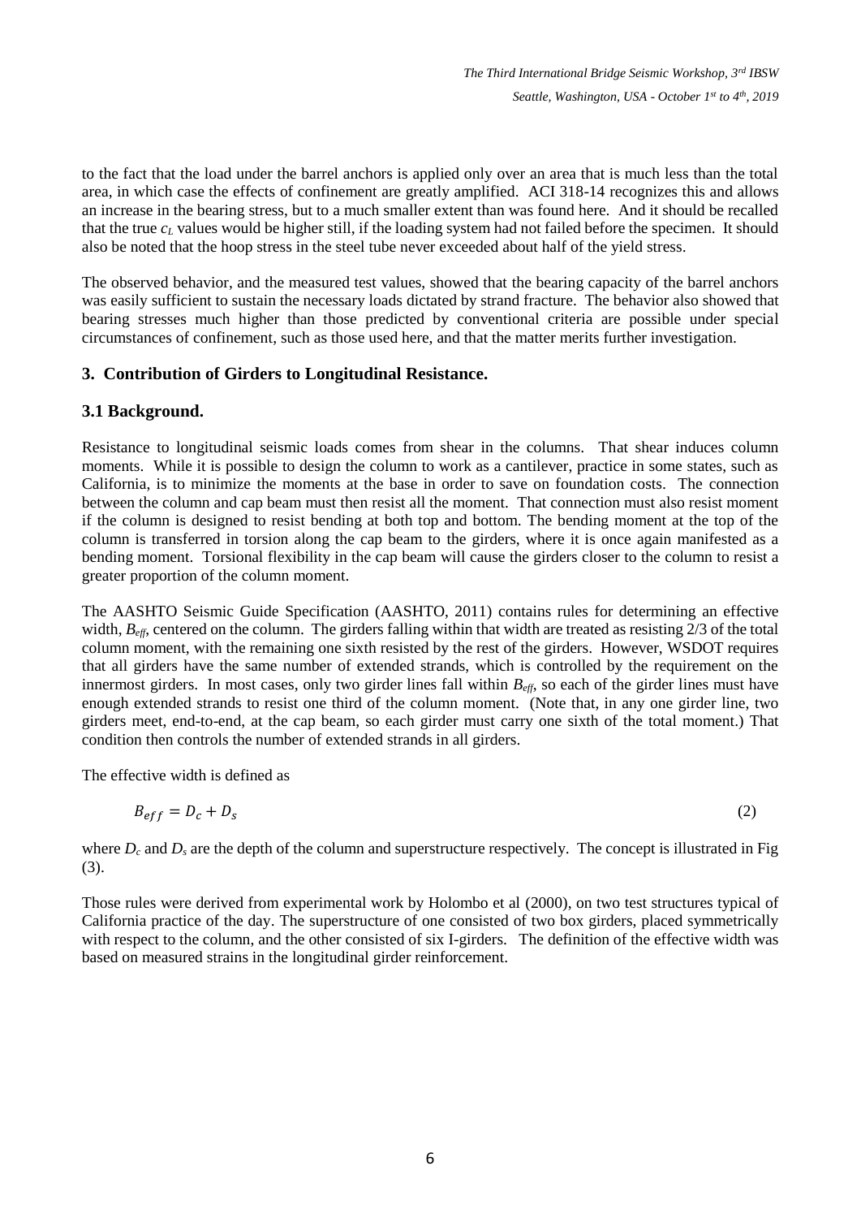to the fact that the load under the barrel anchors is applied only over an area that is much less than the total area, in which case the effects of confinement are greatly amplified. ACI 318-14 recognizes this and allows an increase in the bearing stress, but to a much smaller extent than was found here. And it should be recalled that the true $c_L$ values would be higher still, if the loading system had not failed before the specimen. It should also be noted that the hoop stress in the steel tube never exceeded about half of the yield stress.

The observed behavior, and the measured test values, showed that the bearing capacity of the barrel anchors was easily sufficient to sustain the necessary loads dictated by strand fracture. The behavior also showed that bearing stresses much higher than those predicted by conventional criteria are possible under special circumstances of confinement, such as those used here, and that the matter merits further investigation.

### 3. Contribution of Girders to Longitudinal Resistance.

### 3.1 Background.

Resistance to longitudinal seismic loads comes from shear in the columns. That shear induces column moments. While it is possible to design the column to work as a cantilever, practice in some states, such as California, is to minimize the moments at the base in order to save on foundation costs. The connection between the column and cap beam must then resist all the moment. That connection must also resist moment if the column is designed to resist bending at both top and bottom. The bending moment at the top of the column is transferred in torsion along the cap beam to the girders, where it is once again manifested as a bending moment. Torsional flexibility in the cap beam will cause the girders closer to the column to resist a greater proportion of the column moment.

The AASHTO Seismic Guide Specification (AASHTO, 2011) contains rules for determining an effective width, $B_{eff}$, centered on the column. The girders falling within that width are treated as resisting 2/3 of the total column moment, with the remaining one sixth resisted by the rest of the girders. However, WSDOT requires that all girders have the same number of extended strands, which is controlled by the requirement on the innermost girders. In most cases, only two girder lines fall within $B_{eff}$, so each of the girder lines must have enough extended strands to resist one third of the column moment. (Note that, in any one girder line, two girders meet, end-to-end, at the cap beam, so each girder must carry one sixth of the total moment.) That condition then controls the number of extended strands in all girders.

The effective width is defined as

$$B_{eff} = D_c + D_s \tag{2}$$

where $D_c$ and $D_s$ are the depth of the column and superstructure respectively. The concept is illustrated in Fig (3).

Those rules were derived from experimental work by Holombo et al (2000), on two test structures typical of California practice of the day. The superstructure of one consisted of two box girders, placed symmetrically with respect to the column, and the other consisted of six I-girders. The definition of the effective width was based on measured strains in the longitudinal girder reinforcement.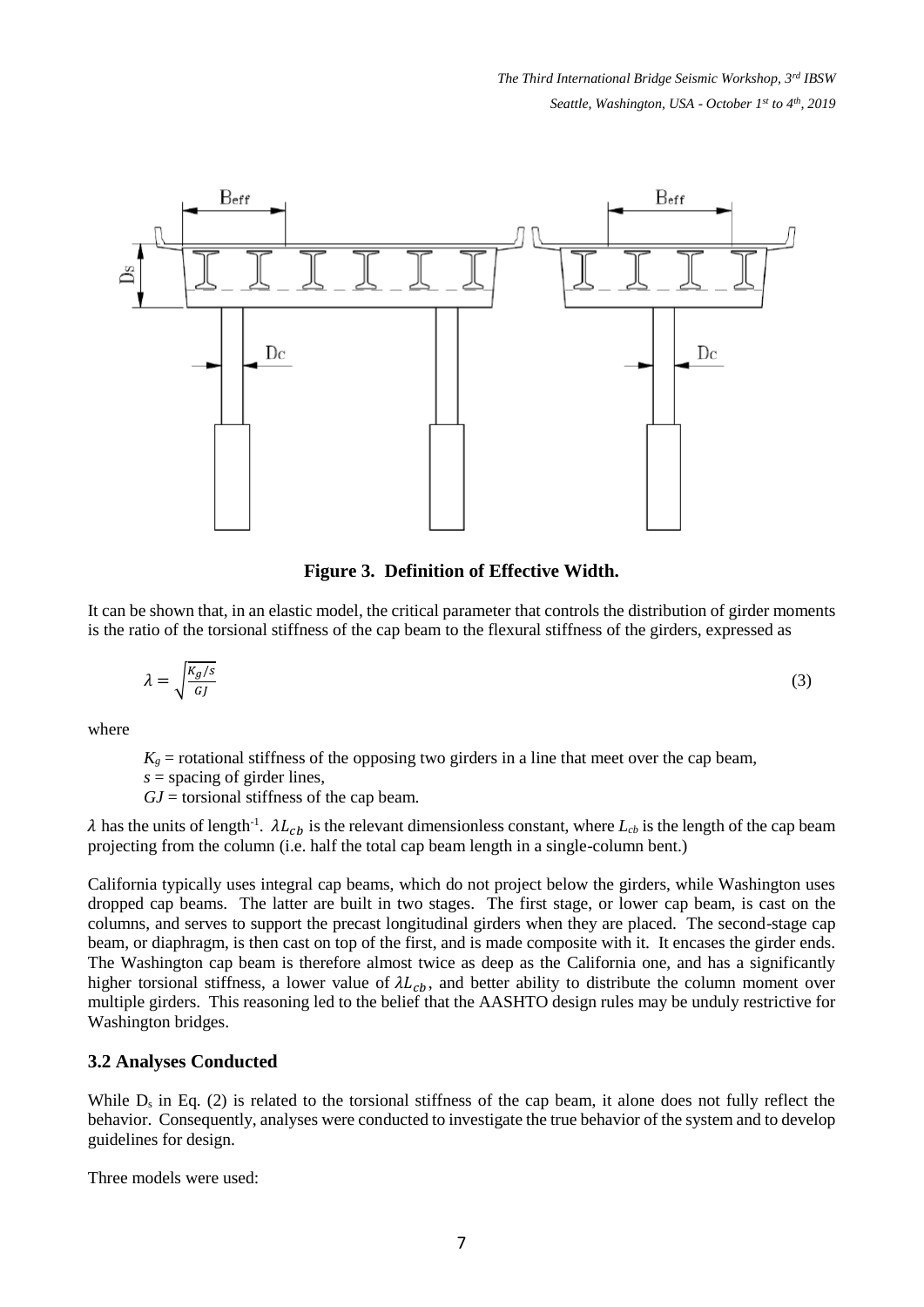Beff

Beff

Ds

Dc

Dc

**Figure 3. Definition of Effective Width.**

It can be shown that, in an elastic model, the critical parameter that controls the distribution of girder moments is the ratio of the torsional stiffness of the cap beam to the flexural stiffness of the girders, expressed as

$$\lambda = \sqrt{\frac{K_g/s}{GJ}} \tag{3}$$

where

$K_g$ = rotational stiffness of the opposing two girders in a line that meet over the cap beam,
$s$ = spacing of girder lines,
$GJ$ = torsional stiffness of the cap beam.

$\lambda$ has the units of length$^{-1}$. $\lambda L_{cb}$ is the relevant dimensionless constant, where $L_{cb}$ is the length of the cap beam projecting from the column (i.e. half the total cap beam length in a single-column bent.)

California typically uses integral cap beams, which do not project below the girders, while Washington uses dropped cap beams. The latter are built in two stages. The first stage, or lower cap beam, is cast on the columns, and serves to support the precast longitudinal girders when they are placed. The second-stage cap beam, or diaphragm, is then cast on top of the first, and is made composite with it. It encases the girder ends. The Washington cap beam is therefore almost twice as deep as the California one, and has a significantly higher torsional stiffness, a lower value of $\lambda L_{cb}$, and better ability to distribute the column moment over multiple girders. This reasoning led to the belief that the AASHTO design rules may be unduly restrictive for Washington bridges.

### 3.2 Analyses Conducted

While $D_s$ in Eq. (2) is related to the torsional stiffness of the cap beam, it alone does not fully reflect the behavior. Consequently, analyses were conducted to investigate the true behavior of the system and to develop guidelines for design.

Three models were used: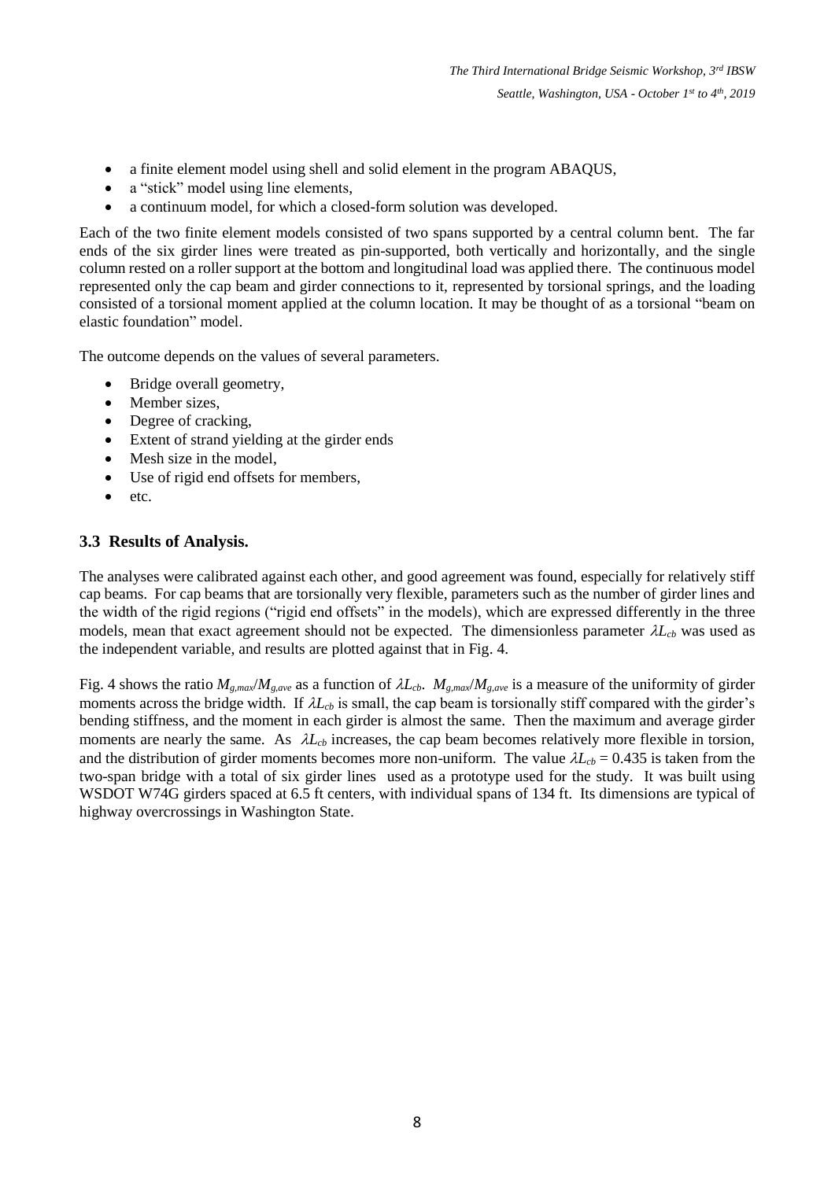- a finite element model using shell and solid element in the program ABAQUS,
- a "stick" model using line elements,
- a continuum model, for which a closed-form solution was developed.

Each of the two finite element models consisted of two spans supported by a central column bent. The far ends of the six girder lines were treated as pin-supported, both vertically and horizontally, and the single column rested on a roller support at the bottom and longitudinal load was applied there. The continuous model represented only the cap beam and girder connections to it, represented by torsional springs, and the loading consisted of a torsional moment applied at the column location. It may be thought of as a torsional "beam on elastic foundation" model.

The outcome depends on the values of several parameters.

- Bridge overall geometry,
- Member sizes,
- Degree of cracking,
- Extent of strand yielding at the girder ends
- Mesh size in the model,
- Use of rigid end offsets for members,
- etc.

### 3.3 Results of Analysis.

The analyses were calibrated against each other, and good agreement was found, especially for relatively stiff cap beams. For cap beams that are torsionally very flexible, parameters such as the number of girder lines and the width of the rigid regions ("rigid end offsets" in the models), which are expressed differently in the three models, mean that exact agreement should not be expected. The dimensionless parameter $\lambda L_{cb}$ was used as the independent variable, and results are plotted against that in Fig. 4.

Fig. 4 shows the ratio $M_{g,max}/M_{g,ave}$ as a function of $\lambda L_{cb}$. $M_{g,max}/M_{g,ave}$ is a measure of the uniformity of girder moments across the bridge width. If $\lambda L_{cb}$ is small, the cap beam is torsionally stiff compared with the girder's bending stiffness, and the moment in each girder is almost the same. Then the maximum and average girder moments are nearly the same. As $\lambda L_{cb}$ increases, the cap beam becomes relatively more flexible in torsion, and the distribution of girder moments becomes more non-uniform. The value $\lambda L_{cb} = 0.435$ is taken from the two-span bridge with a total of six girder lines used as a prototype used for the study. It was built using WSDOT W74G girders spaced at 6.5 ft centers, with individual spans of 134 ft. Its dimensions are typical of highway overcrossings in Washington State.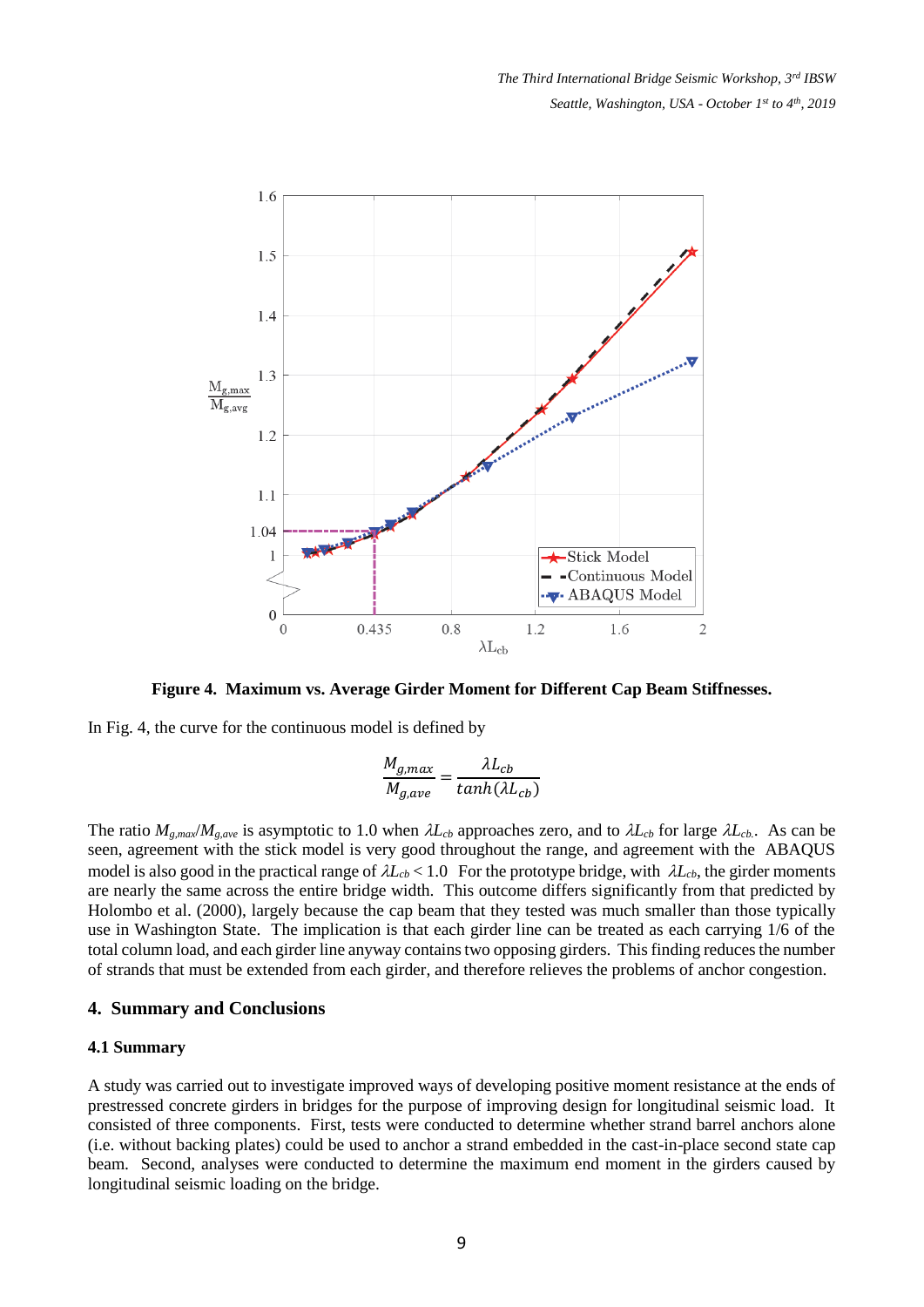1.6

1.5

1.4

1.3

1.2

1.1

1.04

1

0

$\frac{M_{g,max}}{M_{g,avg}}$

0

0.435

0.8

1.2

1.6

2

$\lambda L_{cb}$

Stick Model

Continuous Model

ABAQUS Model

**Figure 4. Maximum vs. Average Girder Moment for Different Cap Beam Stiffnesses.**

In Fig. 4, the curve for the continuous model is defined by

$$\frac{M_{g,max}}{M_{g,ave}} = \frac{\lambda L_{cb}}{tanh(\lambda L_{cb})}$$

The ratio $M_{g,max}/M_{g,ave}$ is asymptotic to 1.0 when $\lambda L_{cb}$ approaches zero, and to $\lambda L_{cb}$ for large $\lambda L_{cb}$.. As can be seen, agreement with the stick model is very good throughout the range, and agreement with the ABAQUS model is also good in the practical range of $\lambda L_{cb} < 1.0$ For the prototype bridge, with $\lambda L_{cb}$, the girder moments are nearly the same across the entire bridge width. This outcome differs significantly from that predicted by Holombo et al. (2000), largely because the cap beam that they tested was much smaller than those typically use in Washington State. The implication is that each girder line can be treated as each carrying 1/6 of the total column load, and each girder line anyway contains two opposing girders. This finding reduces the number of strands that must be extended from each girder, and therefore relieves the problems of anchor congestion.

## 4. Summary and Conclusions

### 4.1 Summary

A study was carried out to investigate improved ways of developing positive moment resistance at the ends of prestressed concrete girders in bridges for the purpose of improving design for longitudinal seismic load. It consisted of three components. First, tests were conducted to determine whether strand barrel anchors alone (i.e. without backing plates) could be used to anchor a strand embedded in the cast-in-place second state cap beam. Second, analyses were conducted to determine the maximum end moment in the girders caused by longitudinal seismic loading on the bridge.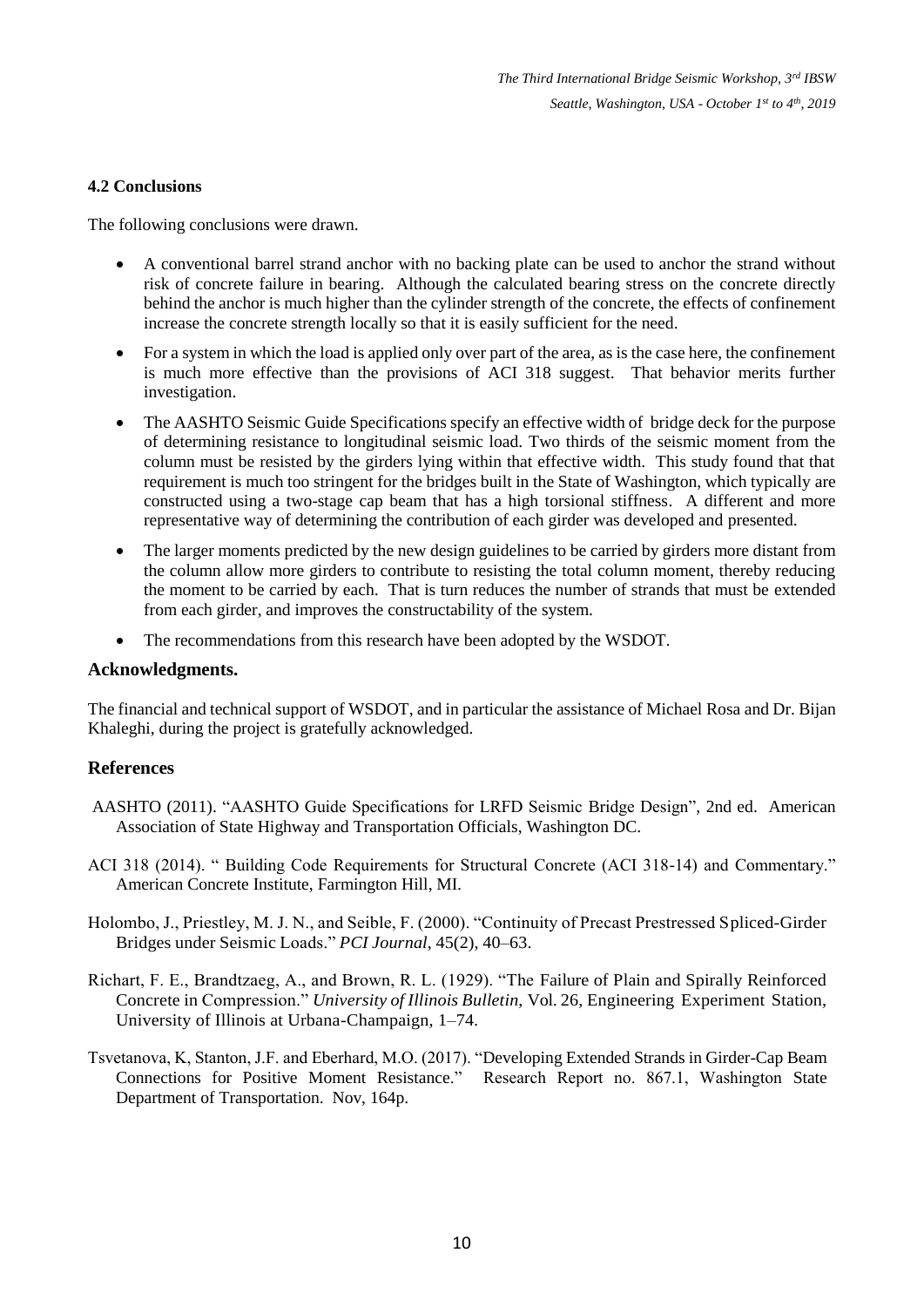### 4.2 Conclusions

The following conclusions were drawn.

- A conventional barrel strand anchor with no backing plate can be used to anchor the strand without risk of concrete failure in bearing. Although the calculated bearing stress on the concrete directly behind the anchor is much higher than the cylinder strength of the concrete, the effects of confinement increase the concrete strength locally so that it is easily sufficient for the need.
- For a system in which the load is applied only over part of the area, as is the case here, the confinement is much more effective than the provisions of ACI 318 suggest. That behavior merits further investigation.
- The AASHTO Seismic Guide Specifications specify an effective width of bridge deck for the purpose of determining resistance to longitudinal seismic load. Two thirds of the seismic moment from the column must be resisted by the girders lying within that effective width. This study found that that requirement is much too stringent for the bridges built in the State of Washington, which typically are constructed using a two-stage cap beam that has a high torsional stiffness. A different and more representative way of determining the contribution of each girder was developed and presented.
- The larger moments predicted by the new design guidelines to be carried by girders more distant from the column allow more girders to contribute to resisting the total column moment, thereby reducing the moment to be carried by each. That is turn reduces the number of strands that must be extended from each girder, and improves the constructability of the system.
- The recommendations from this research have been adopted by the WSDOT.

## Acknowledgments.

The financial and technical support of WSDOT, and in particular the assistance of Michael Rosa and Dr. Bijan Khaleghi, during the project is gratefully acknowledged.

## References

AASHTO (2011). "AASHTO Guide Specifications for LRFD Seismic Bridge Design", 2nd ed. American Association of State Highway and Transportation Officials, Washington DC.

ACI 318 (2014). " Building Code Requirements for Structural Concrete (ACI 318-14) and Commentary." American Concrete Institute, Farmington Hill, MI.

Holombo, J., Priestley, M. J. N., and Seible, F. (2000). "Continuity of Precast Prestressed Spliced-Girder Bridges under Seismic Loads." *PCI Journal*, 45(2), 40–63.

Richart, F. E., Brandtzaeg, A., and Brown, R. L. (1929). "The Failure of Plain and Spirally Reinforced Concrete in Compression." *University of Illinois Bulletin*, Vol. 26, Engineering Experiment Station, University of Illinois at Urbana-Champaign, 1–74.

Tsvetanova, K, Stanton, J.F. and Eberhard, M.O. (2017). "Developing Extended Strands in Girder-Cap Beam Connections for Positive Moment Resistance." Research Report no. 867.1, Washington State Department of Transportation. Nov, 164p.